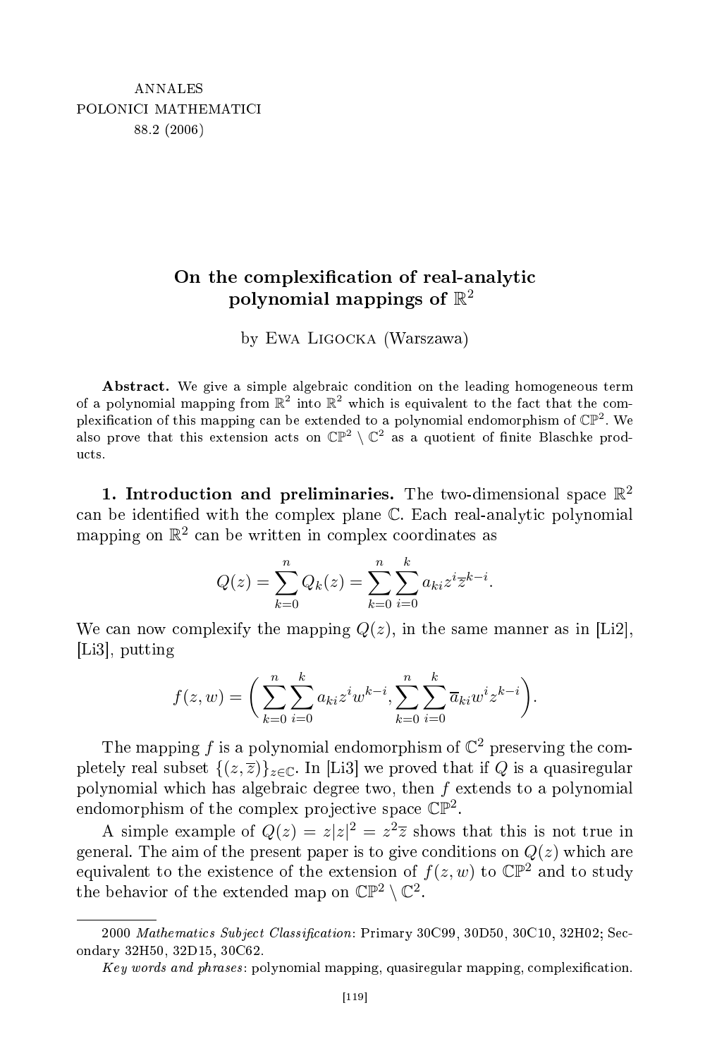ANNALES
POLONICI MATHEMATICI
88.2 (2006)

# On the complexification of real-analytic polynomial mappings of $\mathbb{R}^2$

by Ewa Ligocka (Warszawa)

**Abstract.** We give a simple algebraic condition on the leading homogeneous term of a polynomial mapping from $\mathbb{R}^2$ into $\mathbb{R}^2$ which is equivalent to the fact that the complexification of this mapping can be extended to a polynomial endomorphism of $\mathbb{CP}^2$. We also prove that this extension acts on $\mathbb{CP}^2 \setminus \mathbb{C}^2$ as a quotient of finite Blaschke products.

## 1. Introduction and preliminaries.

The two-dimensional space $\mathbb{R}^2$ can be identified with the complex plane $\mathbb{C}$. Each real-analytic polynomial mapping on $\mathbb{R}^2$ can be written in complex coordinates as

$$Q(z) = \sum_{k=0}^{n} Q_k(z) = \sum_{k=0}^{n} \sum_{i=0}^{k} a_{ki} z^i \overline{z}^{k-i}.$$

We can now complexify the mapping $Q(z)$, in the same manner as in [Li2], [Li3], putting

$$f(z,w) = \Big( \sum_{k=0}^{n} \sum_{i=0}^{k} a_{ki} z^i w^{k-i}, \sum_{k=0}^{n} \sum_{i=0}^{k} \overline{a}_{ki} w^i z^{k-i} \Big).$$

The mapping $f$ is a polynomial endomorphism of $\mathbb{C}^2$ preserving the completely real subset $\{(z,\overline{z})\}_{z\in\mathbb{C}}$. In [Li3] we proved that if $Q$ is a quasiregular polynomial which has algebraic degree two, then $f$ extends to a polynomial endomorphism of the complex projective space $\mathbb{CP}^2$.

A simple example of $Q(z) = z|z|^2 = z^2\overline{z}$ shows that this is not true in general. The aim of the present paper is to give conditions on $Q(z)$ which are equivalent to the existence of the extension of $f(z,w)$ to $\mathbb{CP}^2$ and to study the behavior of the extended map on $\mathbb{CP}^2 \setminus \mathbb{C}^2$.

---

2000 *Mathematics Subject Classification*: Primary 30C99, 30D50, 30C10, 32H02; Secondary 32H50, 32D15, 30C62.

*Key words and phrases*: polynomial mapping, quasiregular mapping, complexification.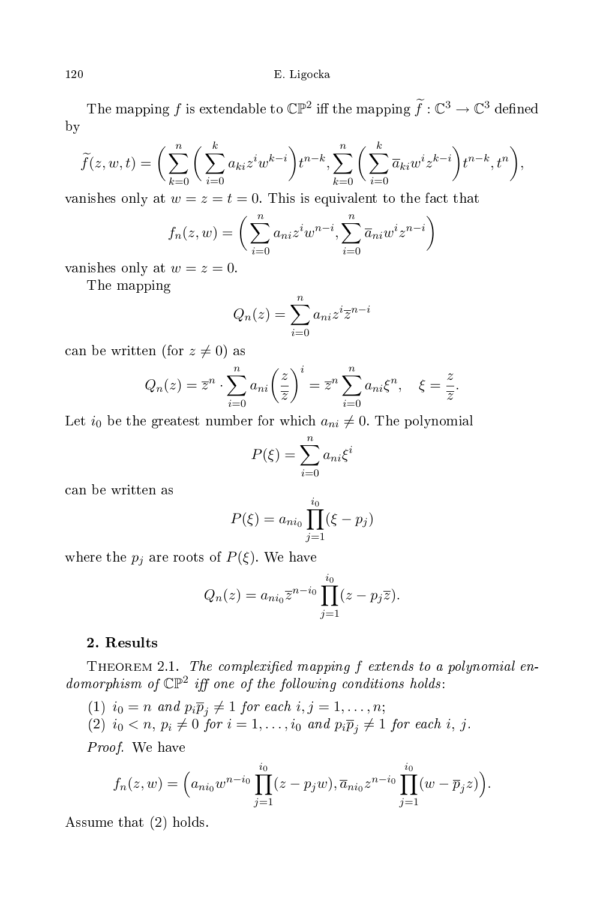The mapping $f$ is extendable to $\mathbb{CP}^2$ iff the mapping $\widetilde{f} : \mathbb{C}^3 \to \mathbb{C}^3$ defined by

$$\widetilde{f}(z,w,t) = \Big( \sum_{k=0}^{n} \Big( \sum_{i=0}^{k} a_{ki} z^i w^{k-i} \Big) t^{n-k}, \sum_{k=0}^{n} \Big( \sum_{i=0}^{k} \overline{a}_{ki} w^i z^{k-i} \Big) t^{n-k}, t^n \Big),$$

vanishes only at $w = z = t = 0$. This is equivalent to the fact that

$$f_n(z,w) = \Big( \sum_{i=0}^{n} a_{ni} z^i w^{n-i}, \sum_{i=0}^{n} \overline{a}_{ni} w^i z^{n-i} \Big)$$

vanishes only at $w = z = 0$.

The mapping

$$Q_n(z) = \sum_{i=0}^{n} a_{ni} z^i \overline{z}^{n-i}$$

can be written (for $z \neq 0$) as

$$Q_n(z) = \overline{z}^n \cdot \sum_{i=0}^{n} a_{ni} \Big( \frac{z}{\overline{z}} \Big)^i = \overline{z}^n \sum_{i=0}^{n} a_{ni} \xi^n, \quad \xi = \frac{z}{\overline{z}}.$$

Let $i_0$ be the greatest number for which $a_{ni} \neq 0$. The polynomial

$$P(\xi) = \sum_{i=0}^{n} a_{ni} \xi^i$$

can be written as

$$P(\xi) = a_{ni_0} \prod_{j=1}^{i_0} (\xi - p_j)$$

where the $p_j$ are roots of $P(\xi)$. We have

$$Q_n(z) = a_{ni_0} \overline{z}^{n-i_0} \prod_{j=1}^{i_0} (z - p_j \overline{z}).$$

## 2. Results

Theorem 2.1. *The complexified mapping $f$ extends to a polynomial endomorphism of $\mathbb{CP}^2$ iff one of the following conditions holds*:

(1) $i_0 = n$ *and* $p_i \overline{p}_j \neq 1$ *for each* $i, j = 1, \ldots, n$;

(2) $i_0 < n$, $p_i \neq 0$ *for* $i = 1, \ldots, i_0$ *and* $p_i \overline{p}_j \neq 1$ *for each* $i$, $j$.

*Proof.* We have

$$f_n(z,w) = \Big( a_{ni_0} w^{n-i_0} \prod_{j=1}^{i_0} (z - p_j w), \overline{a}_{ni_0} z^{n-i_0} \prod_{j=1}^{i_0} (w - \overline{p}_j z) \Big).$$

Assume that (2) holds.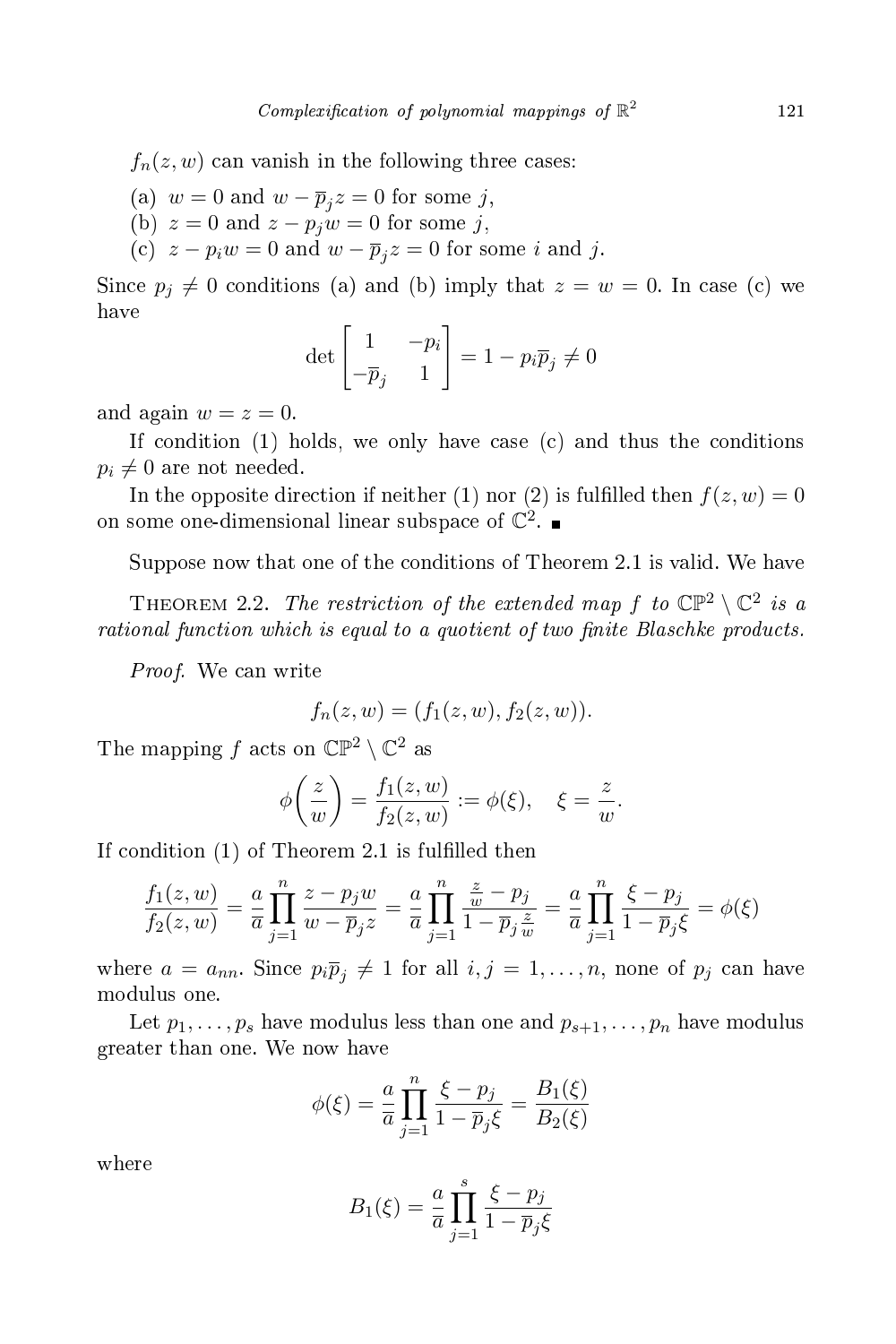$f_n(z, w)$ can vanish in the following three cases:

(a) $w = 0$ and $w - \overline{p}_j z = 0$ for some $j$,
(b) $z = 0$ and $z - p_j w = 0$ for some $j$,
(c) $z - p_i w = 0$ and $w - \overline{p}_j z = 0$ for some $i$ and $j$.

Since $p_j \neq 0$ conditions (a) and (b) imply that $z = w = 0$. In case (c) we have

$$\det \begin{bmatrix} 1 & -p_i \\ -\overline{p}_j & 1 \end{bmatrix} = 1 - p_i \overline{p}_j \neq 0$$

and again $w = z = 0$.

If condition (1) holds, we only have case (c) and thus the conditions $p_i \neq 0$ are not needed.

In the opposite direction if neither (1) nor (2) is fulfilled then $f(z, w) = 0$ on some one-dimensional linear subspace of $\mathbb{C}^2$. ∎

Suppose now that one of the conditions of Theorem 2.1 is valid. We have

THEOREM 2.2. *The restriction of the extended map $f$ to $\mathbb{CP}^2 \setminus \mathbb{C}^2$ is a rational function which is equal to a quotient of two finite Blaschke products.*

*Proof.* We can write

$$f_n(z, w) = (f_1(z, w), f_2(z, w)).$$

The mapping $f$ acts on $\mathbb{CP}^2 \setminus \mathbb{C}^2$ as

$$\phi\left(\frac{z}{w}\right) = \frac{f_1(z, w)}{f_2(z, w)} := \phi(\xi), \quad \xi = \frac{z}{w}.$$

If condition (1) of Theorem 2.1 is fulfilled then

$$\frac{f_1(z, w)}{f_2(z, w)} = \frac{a}{\overline{a}} \prod_{j=1}^{n} \frac{z - p_j w}{w - \overline{p}_j z} = \frac{a}{\overline{a}} \prod_{j=1}^{n} \frac{\frac{z}{w} - p_j}{1 - \overline{p}_j \frac{z}{w}} = \frac{a}{\overline{a}} \prod_{j=1}^{n} \frac{\xi - p_j}{1 - \overline{p}_j \xi} = \phi(\xi)$$

where $a = a_{nn}$. Since $p_i \overline{p}_j \neq 1$ for all $i, j = 1, \ldots, n$, none of $p_j$ can have modulus one.

Let $p_1, \ldots, p_s$ have modulus less than one and $p_{s+1}, \ldots, p_n$ have modulus greater than one. We now have

$$\phi(\xi) = \frac{a}{\overline{a}} \prod_{j=1}^{n} \frac{\xi - p_j}{1 - \overline{p}_j \xi} = \frac{B_1(\xi)}{B_2(\xi)}$$

where

$$B_1(\xi) = \frac{a}{\overline{a}} \prod_{j=1}^{s} \frac{\xi - p_j}{1 - \overline{p}_j \xi}$$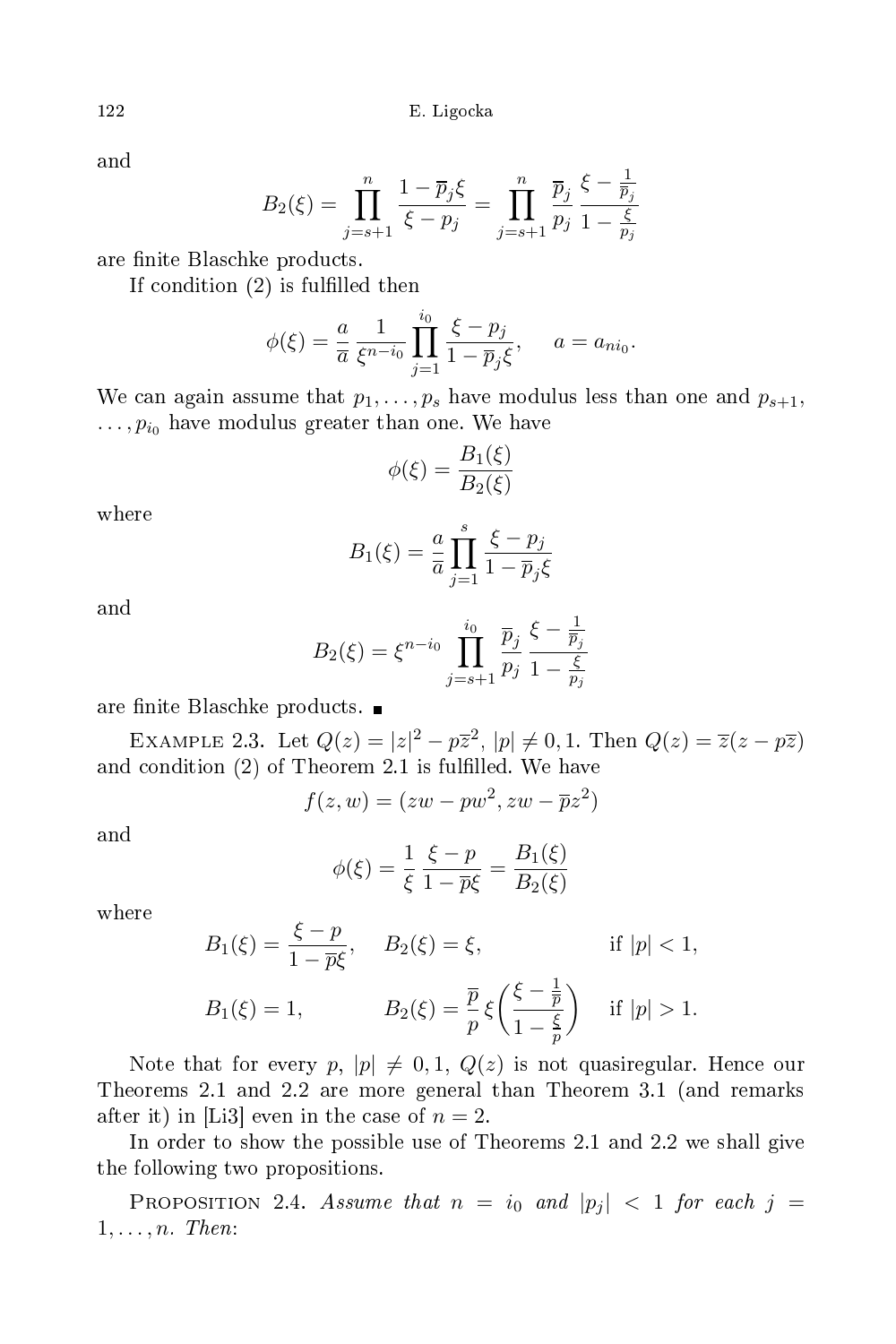and

$$B_2(\xi) = \prod_{j=s+1}^{n} \frac{1-\overline{p}_j\xi}{\xi - p_j} = \prod_{j=s+1}^{n} \frac{\overline{p}_j}{p_j} \frac{\xi - \frac{1}{\overline{p}_j}}{1 - \frac{\xi}{p_j}}$$

are finite Blaschke products.

If condition (2) is fulfilled then

$$\phi(\xi) = \frac{a}{\overline{a}} \frac{1}{\xi^{n-i_0}} \prod_{j=1}^{i_0} \frac{\xi - p_j}{1 - \overline{p}_j \xi}, \qquad a = a_{ni_0}.$$

We can again assume that $p_1, \ldots, p_s$ have modulus less than one and $p_{s+1}, \ldots, p_{i_0}$ have modulus greater than one. We have

$$\phi(\xi) = \frac{B_1(\xi)}{B_2(\xi)}$$

where

$$B_1(\xi) = \frac{a}{\overline{a}} \prod_{j=1}^{s} \frac{\xi - p_j}{1 - \overline{p}_j \xi}$$

and

$$B_2(\xi) = \xi^{n-i_0} \prod_{j=s+1}^{i_0} \frac{\overline{p}_j}{p_j} \frac{\xi - \frac{1}{\overline{p}_j}}{1 - \frac{\xi}{p_j}}$$

are finite Blaschke products. ∎

Example 2.3. Let $Q(z) = |z|^2 - p\overline{z}^2$, $|p| \neq 0, 1$. Then $Q(z) = \overline{z}(z - p\overline{z})$ and condition (2) of Theorem 2.1 is fulfilled. We have

$$f(z, w) = (zw - pw^2, zw - \overline{p}z^2)$$

and

$$\phi(\xi) = \frac{1}{\xi} \frac{\xi - p}{1 - \overline{p}\xi} = \frac{B_1(\xi)}{B_2(\xi)}$$

where

$$B_1(\xi) = \frac{\xi - p}{1 - \overline{p}\xi}, \quad B_2(\xi) = \xi, \qquad \text{if } |p| < 1,$$

$$B_1(\xi) = 1, \qquad B_2(\xi) = \frac{\overline{p}}{p} \xi \left( \frac{\xi - \frac{1}{\overline{p}}}{1 - \frac{\xi}{p}} \right) \quad \text{if } |p| > 1.$$

Note that for every $p$, $|p| \neq 0, 1$, $Q(z)$ is not quasiregular. Hence our Theorems 2.1 and 2.2 are more general than Theorem 3.1 (and remarks after it) in [Li3] even in the case of $n = 2$.

In order to show the possible use of Theorems 2.1 and 2.2 we shall give the following two propositions.

Proposition 2.4. *Assume that $n = i_0$ and $|p_j| < 1$ for each $j = 1, \ldots, n$. Then*: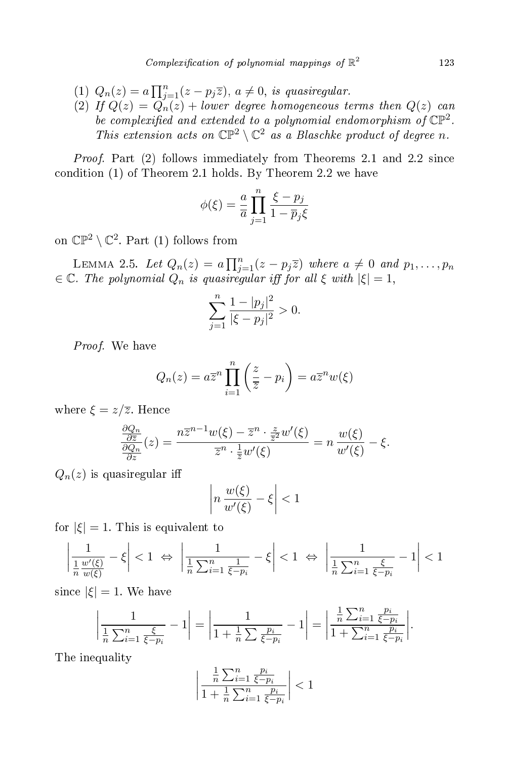(1) $Q_n(z) = a\prod_{j=1}^{n}(z - p_j\overline{z})$, $a \neq 0$, *is quasiregular.*

(2) *If* $Q(z) = Q_n(z)$ + *lower degree homogeneous terms then* $Q(z)$ *can be complexified and extended to a polynomial endomorphism of* $\mathbb{CP}^2$*. This extension acts on* $\mathbb{CP}^2 \setminus \mathbb{C}^2$ *as a Blaschke product of degree* $n$*.*

*Proof.* Part (2) follows immediately from Theorems 2.1 and 2.2 since condition (1) of Theorem 2.1 holds. By Theorem 2.2 we have

$$\phi(\xi) = \frac{a}{\overline{a}} \prod_{j=1}^{n} \frac{\xi - p_j}{1 - \overline{p}_j \xi}$$

on $\mathbb{CP}^2 \setminus \mathbb{C}^2$. Part (1) follows from

Lemma 2.5. *Let* $Q_n(z) = a\prod_{j=1}^{n}(z - p_j\overline{z})$ *where* $a \neq 0$ *and* $p_1, \ldots, p_n \in \mathbb{C}$*. The polynomial* $Q_n$ *is quasiregular iff for all* $\xi$ *with* $|\xi| = 1$,

$$\sum_{j=1}^{n} \frac{1 - |p_j|^2}{|\xi - p_j|^2} > 0.$$

*Proof.* We have

$$Q_n(z) = a\overline{z}^n \prod_{i=1}^{n} \left( \frac{z}{\overline{z}} - p_i \right) = a\overline{z}^n w(\xi)$$

where $\xi = z/\overline{z}$. Hence

$$\frac{\frac{\partial Q_n}{\partial \overline{z}}}{\frac{\partial Q_n}{\partial z}}(z) = \frac{n\overline{z}^{n-1} w(\xi) - \overline{z}^n \cdot \frac{z}{\overline{z}^2} w'(\xi)}{\overline{z}^n \cdot \frac{1}{\overline{z}} w'(\xi)} = n\,\frac{w(\xi)}{w'(\xi)} - \xi.$$

$Q_n(z)$ is quasiregular iff

$$\left| n\,\frac{w(\xi)}{w'(\xi)} - \xi \right| < 1$$

for $|\xi| = 1$. This is equivalent to

$$\left| \frac{1}{\frac{1}{n}\frac{w'(\xi)}{w(\xi)}} - \xi \right| < 1 \;\Leftrightarrow\; \left| \frac{1}{\frac{1}{n}\sum_{i=1}^{n}\frac{1}{\xi - p_i}} - \xi \right| < 1 \;\Leftrightarrow\; \left| \frac{1}{\frac{1}{n}\sum_{i=1}^{n}\frac{\xi}{\xi - p_i}} - 1 \right| < 1$$

since $|\xi| = 1$. We have

$$\left| \frac{1}{\frac{1}{n}\sum_{i=1}^{n}\frac{\xi}{\xi - p_i}} - 1 \right| = \left| \frac{1}{1 + \frac{1}{n}\sum \frac{p_i}{\xi - p_i}} - 1 \right| = \left| \frac{\frac{1}{n}\sum_{i=1}^{n}\frac{p_i}{\xi - p_i}}{1 + \sum_{i=1}^{n}\frac{p_i}{\xi - p_i}} \right|.$$

The inequality

$$\left| \frac{\frac{1}{n}\sum_{i=1}^{n}\frac{p_i}{\xi - p_i}}{1 + \frac{1}{n}\sum_{i=1}^{n}\frac{p_i}{\xi - p_i}} \right| < 1$$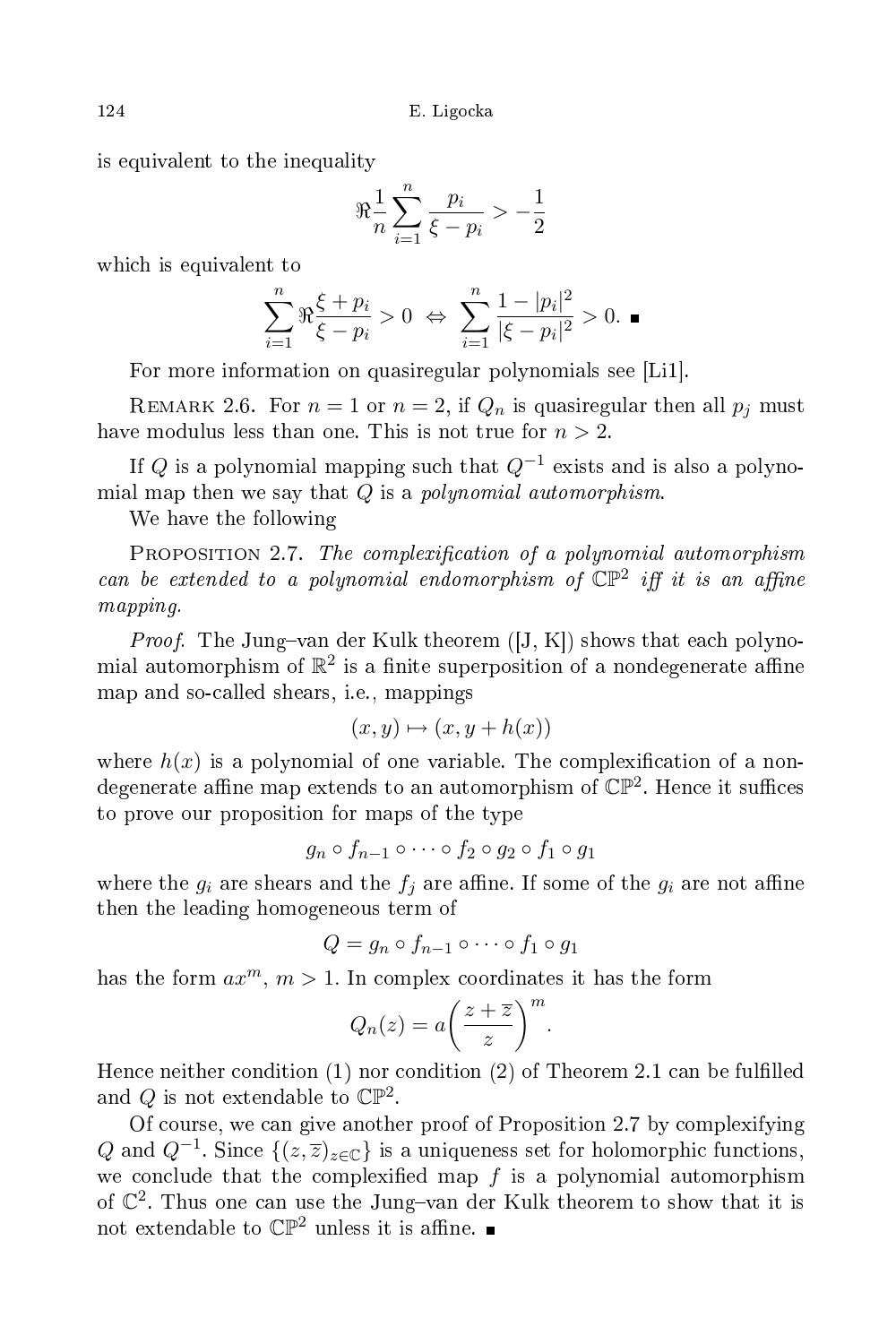is equivalent to the inequality

$$\Re\frac{1}{n}\sum_{i=1}^{n}\frac{p_i}{\xi - p_i} > -\frac{1}{2}$$

which is equivalent to

$$\sum_{i=1}^{n}\Re\frac{\xi + p_i}{\xi - p_i} > 0 \;\Leftrightarrow\; \sum_{i=1}^{n}\frac{1-|p_i|^2}{|\xi - p_i|^2} > 0. \;\blacksquare$$

For more information on quasiregular polynomials see [Li1].

Remark 2.6. For $n = 1$ or $n = 2$, if $Q_n$ is quasiregular then all $p_j$ must have modulus less than one. This is not true for $n > 2$.

If $Q$ is a polynomial mapping such that $Q^{-1}$ exists and is also a polynomial map then we say that $Q$ is a *polynomial automorphism*.

We have the following

Proposition 2.7. *The complexification of a polynomial automorphism can be extended to a polynomial endomorphism of* $\mathbb{CP}^2$ *iff it is an affine mapping.*

*Proof.* The Jung–van der Kulk theorem ([J, K]) shows that each polynomial automorphism of $\mathbb{R}^2$ is a finite superposition of a nondegenerate affine map and so-called shears, i.e., mappings

$$(x, y) \mapsto (x, y + h(x))$$

where $h(x)$ is a polynomial of one variable. The complexification of a nondegenerate affine map extends to an automorphism of $\mathbb{CP}^2$. Hence it suffices to prove our proposition for maps of the type

$$g_n \circ f_{n-1} \circ \cdots \circ f_2 \circ g_2 \circ f_1 \circ g_1$$

where the $g_i$ are shears and the $f_j$ are affine. If some of the $g_i$ are not affine then the leading homogeneous term of

$$Q = g_n \circ f_{n-1} \circ \cdots \circ f_1 \circ g_1$$

has the form $ax^m$, $m > 1$. In complex coordinates it has the form

$$Q_n(z) = a\left(\frac{z + \overline{z}}{z}\right)^m.$$

Hence neither condition (1) nor condition (2) of Theorem 2.1 can be fulfilled and $Q$ is not extendable to $\mathbb{CP}^2$.

Of course, we can give another proof of Proposition 2.7 by complexifying $Q$ and $Q^{-1}$. Since $\{(z, \overline{z})_{z\in\mathbb{C}}\}$ is a uniqueness set for holomorphic functions, we conclude that the complexified map $f$ is a polynomial automorphism of $\mathbb{C}^2$. Thus one can use the Jung–van der Kulk theorem to show that it is not extendable to $\mathbb{CP}^2$ unless it is affine. $\blacksquare$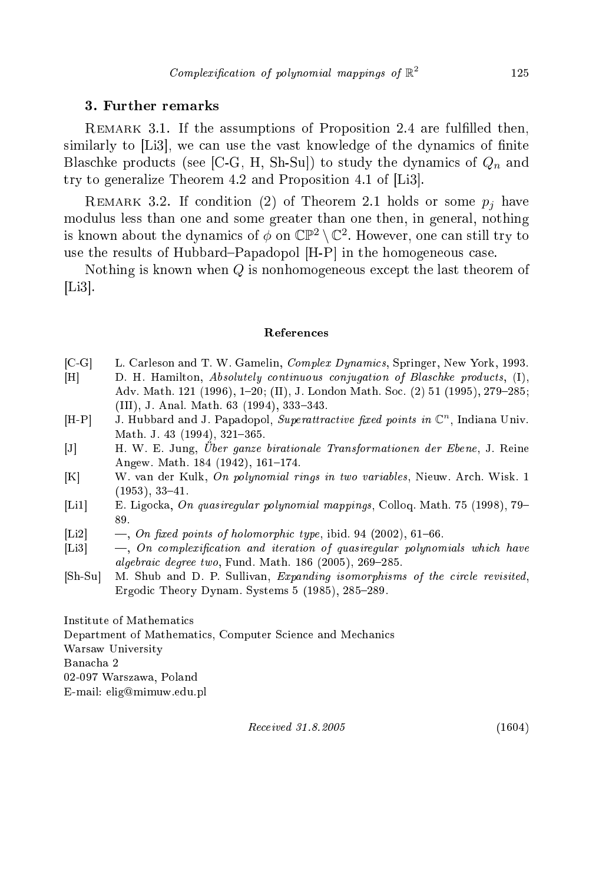## 3. Further remarks

REMARK 3.1. If the assumptions of Proposition 2.4 are fulfilled then, similarly to [Li3], we can use the vast knowledge of the dynamics of finite Blaschke products (see [C-G, H, Sh-Su]) to study the dynamics of $Q_n$ and try to generalize Theorem 4.2 and Proposition 4.1 of [Li3].

REMARK 3.2. If condition (2) of Theorem 2.1 holds or some $p_j$ have modulus less than one and some greater than one then, in general, nothing is known about the dynamics of $\phi$ on $\mathbb{CP}^2 \setminus \mathbb{C}^2$. However, one can still try to use the results of Hubbard–Papadopol [H-P] in the homogeneous case.

Nothing is known when $Q$ is nonhomogeneous except the last theorem of [Li3].

### References

[C-G] L. Carleson and T. W. Gamelin, *Complex Dynamics*, Springer, New York, 1993.

[H] D. H. Hamilton, *Absolutely continuous conjugation of Blaschke products*, (I), Adv. Math. 121 (1996), 1–20; (II), J. London Math. Soc. (2) 51 (1995), 279–285; (III), J. Anal. Math. 63 (1994), 333–343.

[H-P] J. Hubbard and J. Papadopol, *Superattractive fixed points in* $\mathbb{C}^n$, Indiana Univ. Math. J. 43 (1994), 321–365.

[J] H. W. E. Jung, *Über ganze birationale Transformationen der Ebene*, J. Reine Angew. Math. 184 (1942), 161–174.

[K] W. van der Kulk, *On polynomial rings in two variables*, Nieuw. Arch. Wisk. 1 (1953), 33–41.

[Li1] E. Ligocka, *On quasiregular polynomial mappings*, Colloq. Math. 75 (1998), 79–89.

[Li2] —, *On fixed points of holomorphic type*, ibid. 94 (2002), 61–66.

[Li3] —, *On complexification and iteration of quasiregular polynomials which have algebraic degree two*, Fund. Math. 186 (2005), 269–285.

[Sh-Su] M. Shub and D. P. Sullivan, *Expanding isomorphisms of the circle revisited*, Ergodic Theory Dynam. Systems 5 (1985), 285–289.

Institute of Mathematics  
Department of Mathematics, Computer Science and Mechanics  
Warsaw University  
Banacha 2  
02-097 Warszawa, Poland  
E-mail: elig@mimuw.edu.pl

*Received 31.8.2005* (1604)